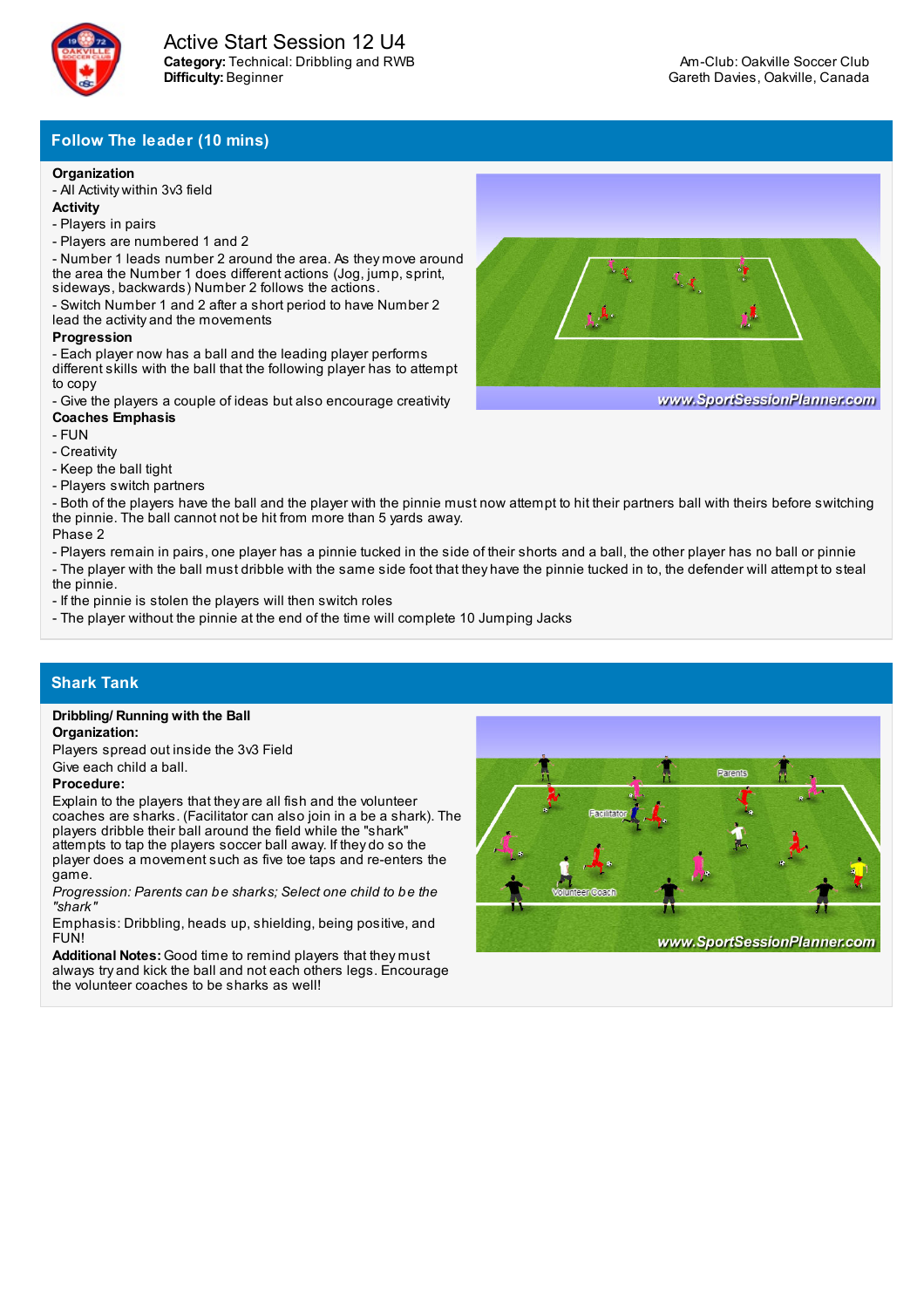# Active Start Session 12 U4

**Category:** Technical: Dribbling and RWB
**Difficulty:** Beginner

Am-Club: Oakville Soccer Club
Gareth Davies, Oakville, Canada

## Follow The leader (10 mins)

**Organization**

- All Activity within 3v3 field

**Activity**

- Players in pairs
- Players are numbered 1 and 2
- Number 1 leads number 2 around the area. As they move around the area the Number 1 does different actions (Jog, jump, sprint, sideways, backwards) Number 2 follows the actions.
- Switch Number 1 and 2 after a short period to have Number 2 lead the activity and the movements

**Progression**

- Each player now has a ball and the leading player performs different skills with the ball that the following player has to attempt to copy
- Give the players a couple of ideas but also encourage creativity

**Coaches Emphasis**

- FUN
- Creativity
- Keep the ball tight
- Players switch partners
- Both of the players have the ball and the player with the pinnie must now attempt to hit their partners ball with theirs before switching the pinnie. The ball cannot not be hit from more than 5 yards away.

Phase 2

- Players remain in pairs, one player has a pinnie tucked in the side of their shorts and a ball, the other player has no ball or pinnie
- The player with the ball must dribble with the same side foot that they have the pinnie tucked in to, the defender will attempt to steal the pinnie.
- If the pinnie is stolen the players will then switch roles
- The player without the pinnie at the end of the time will complete 10 Jumping Jacks

## Shark Tank

**Dribbling/ Running with the Ball**

**Organization:**

Players spread out inside the 3v3 Field

Give each child a ball.

**Procedure:**

Explain to the players that they are all fish and the volunteer coaches are sharks. (Facilitator can also join in a be a shark). The players dribble their ball around the field while the "shark" attempts to tap the players soccer ball away. If they do so the player does a movement such as five toe taps and re-enters the game.

*Progression: Parents can be sharks; Select one child to be the "shark"*

Emphasis: Dribbling, heads up, shielding, being positive, and FUN!

**Additional Notes:** Good time to remind players that they must always try and kick the ball and not each others legs. Encourage the volunteer coaches to be sharks as well!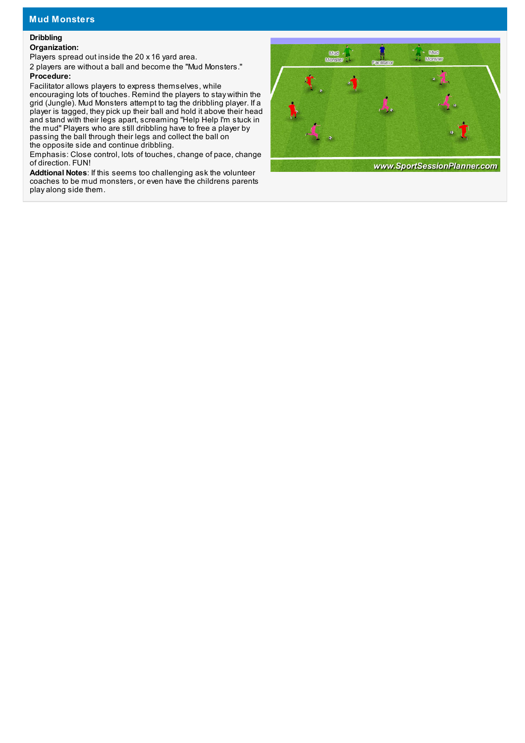## Mud Monsters

**Dribbling**

**Organization:**

Players spread out inside the 20 x 16 yard area.

2 players are without a ball and become the "Mud Monsters."

**Procedure:**

Facilitator allows players to express themselves, while encouraging lots of touches. Remind the players to stay within the grid (Jungle). Mud Monsters attempt to tag the dribbling player. If a player is tagged, they pick up their ball and hold it above their head and stand with their legs apart, screaming "Help Help I'm stuck in the mud" Players who are still dribbling have to free a player by passing the ball through their legs and collect the ball on the opposite side and continue dribbling.

Emphasis: Close control, lots of touches, change of pace, change of direction. FUN!

**Addtional Notes**: If this seems too challenging ask the volunteer coaches to be mud monsters, or even have the childrens parents play along side them.

Mud Monster

Facilitator

Mud Monster

www.SportSessionPlanner.com